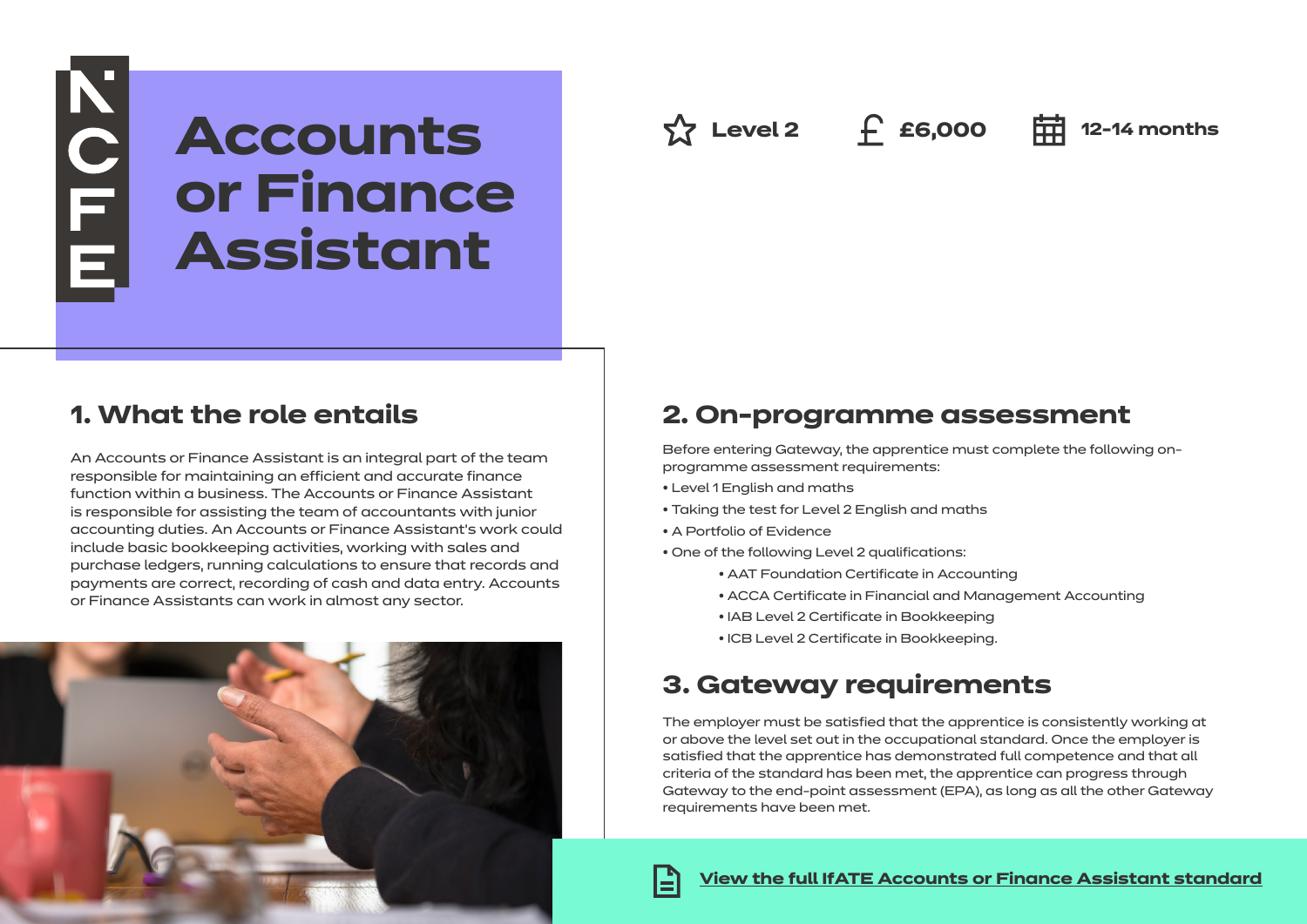# Accounts or Finance Assistant

Level 2 | £6,000 | 12-14 months

## 1. What the role entails

An Accounts or Finance Assistant is an integral part of the team responsible for maintaining an efficient and accurate finance function within a business. The Accounts or Finance Assistant is responsible for assisting the team of accountants with junior accounting duties. An Accounts or Finance Assistant's work could include basic bookkeeping activities, working with sales and purchase ledgers, running calculations to ensure that records and payments are correct, recording of cash and data entry. Accounts or Finance Assistants can work in almost any sector.

## 2. On-programme assessment

Before entering Gateway, the apprentice must complete the following on-programme assessment requirements:

- Level 1 English and maths
- Taking the test for Level 2 English and maths
- A Portfolio of Evidence
- One of the following Level 2 qualifications:
  - AAT Foundation Certificate in Accounting
  - ACCA Certificate in Financial and Management Accounting
  - IAB Level 2 Certificate in Bookkeeping
  - ICB Level 2 Certificate in Bookkeeping.

## 3. Gateway requirements

The employer must be satisfied that the apprentice is consistently working at or above the level set out in the occupational standard. Once the employer is satisfied that the apprentice has demonstrated full competence and that all criteria of the standard has been met, the apprentice can progress through Gateway to the end-point assessment (EPA), as long as all the other Gateway requirements have been met.

View the full IfATE Accounts or Finance Assistant standard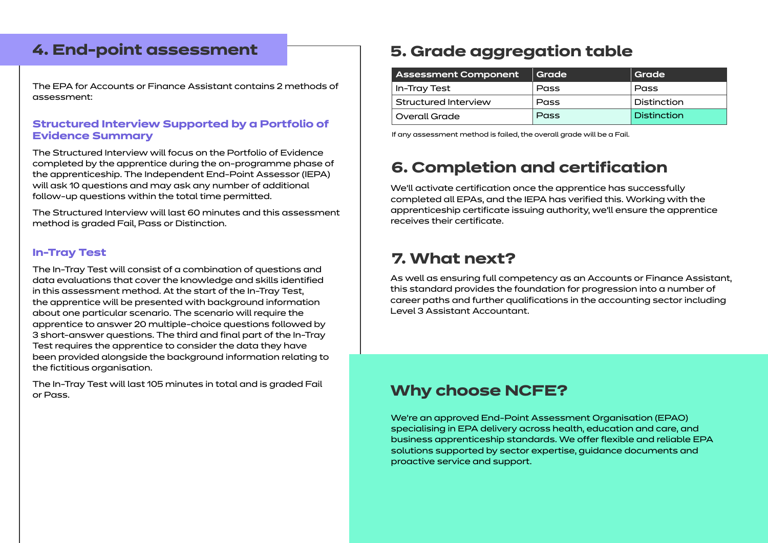## 4. End-point assessment

The EPA for Accounts or Finance Assistant contains 2 methods of assessment:

### Structured Interview Supported by a Portfolio of Evidence Summary

The Structured Interview will focus on the Portfolio of Evidence completed by the apprentice during the on-programme phase of the apprenticeship. The Independent End-Point Assessor (IEPA) will ask 10 questions and may ask any number of additional follow-up questions within the total time permitted.

The Structured Interview will last 60 minutes and this assessment method is graded Fail, Pass or Distinction.

### In-Tray Test

The In-Tray Test will consist of a combination of questions and data evaluations that cover the knowledge and skills identified in this assessment method. At the start of the In-Tray Test, the apprentice will be presented with background information about one particular scenario. The scenario will require the apprentice to answer 20 multiple-choice questions followed by 3 short-answer questions. The third and final part of the In-Tray Test requires the apprentice to consider the data they have been provided alongside the background information relating to the fictitious organisation.

The In-Tray Test will last 105 minutes in total and is graded Fail or Pass.

## 5. Grade aggregation table

| Assessment Component | Grade | Grade |
|---|---|---|
| In-Tray Test | Pass | Pass |
| Structured Interview | Pass | Distinction |
| Overall Grade | Pass | Distinction |

If any assessment method is failed, the overall grade will be a Fail.

## 6. Completion and certification

We'll activate certification once the apprentice has successfully completed all EPAs, and the IEPA has verified this. Working with the apprenticeship certificate issuing authority, we'll ensure the apprentice receives their certificate.

## 7. What next?

As well as ensuring full competency as an Accounts or Finance Assistant, this standard provides the foundation for progression into a number of career paths and further qualifications in the accounting sector including Level 3 Assistant Accountant.

## Why choose NCFE?

We're an approved End-Point Assessment Organisation (EPAO) specialising in EPA delivery across health, education and care, and business apprenticeship standards. We offer flexible and reliable EPA solutions supported by sector expertise, guidance documents and proactive service and support.